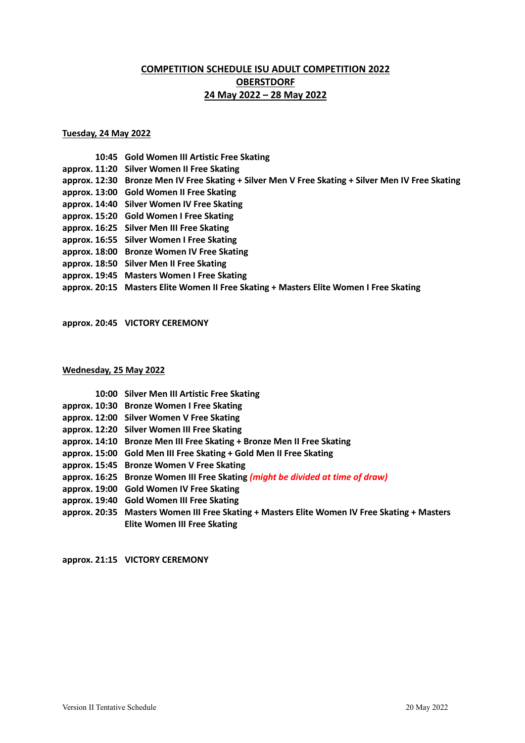# COMPETITION SCHEDULE ISU ADULT COMPETITION 2022
# OBERSTDORF
# 24 May 2022 – 28 May 2022

## Tuesday, 24 May 2022

**10:45 Gold Women III Artistic Free Skating**
**approx. 11:20 Silver Women II Free Skating**
**approx. 12:30 Bronze Men IV Free Skating + Silver Men V Free Skating + Silver Men IV Free Skating**
**approx. 13:00 Gold Women II Free Skating**
**approx. 14:40 Silver Women IV Free Skating**
**approx. 15:20 Gold Women I Free Skating**
**approx. 16:25 Silver Men III Free Skating**
**approx. 16:55 Silver Women I Free Skating**
**approx. 18:00 Bronze Women IV Free Skating**
**approx. 18:50 Silver Men II Free Skating**
**approx. 19:45 Masters Women I Free Skating**
**approx. 20:15 Masters Elite Women II Free Skating + Masters Elite Women I Free Skating**

**approx. 20:45 VICTORY CEREMONY**

## Wednesday, 25 May 2022

**10:00 Silver Men III Artistic Free Skating**
**approx. 10:30 Bronze Women I Free Skating**
**approx. 12:00 Silver Women V Free Skating**
**approx. 12:20 Silver Women III Free Skating**
**approx. 14:10 Bronze Men III Free Skating + Bronze Men II Free Skating**
**approx. 15:00 Gold Men III Free Skating + Gold Men II Free Skating**
**approx. 15:45 Bronze Women V Free Skating**
**approx. 16:25 Bronze Women III Free Skating** ***(might be divided at time of draw)***
**approx. 19:00 Gold Women IV Free Skating**
**approx. 19:40 Gold Women III Free Skating**
**approx. 20:35 Masters Women III Free Skating + Masters Elite Women IV Free Skating + Masters Elite Women III Free Skating**

**approx. 21:15 VICTORY CEREMONY**

Version II Tentative Schedule 20 May 2022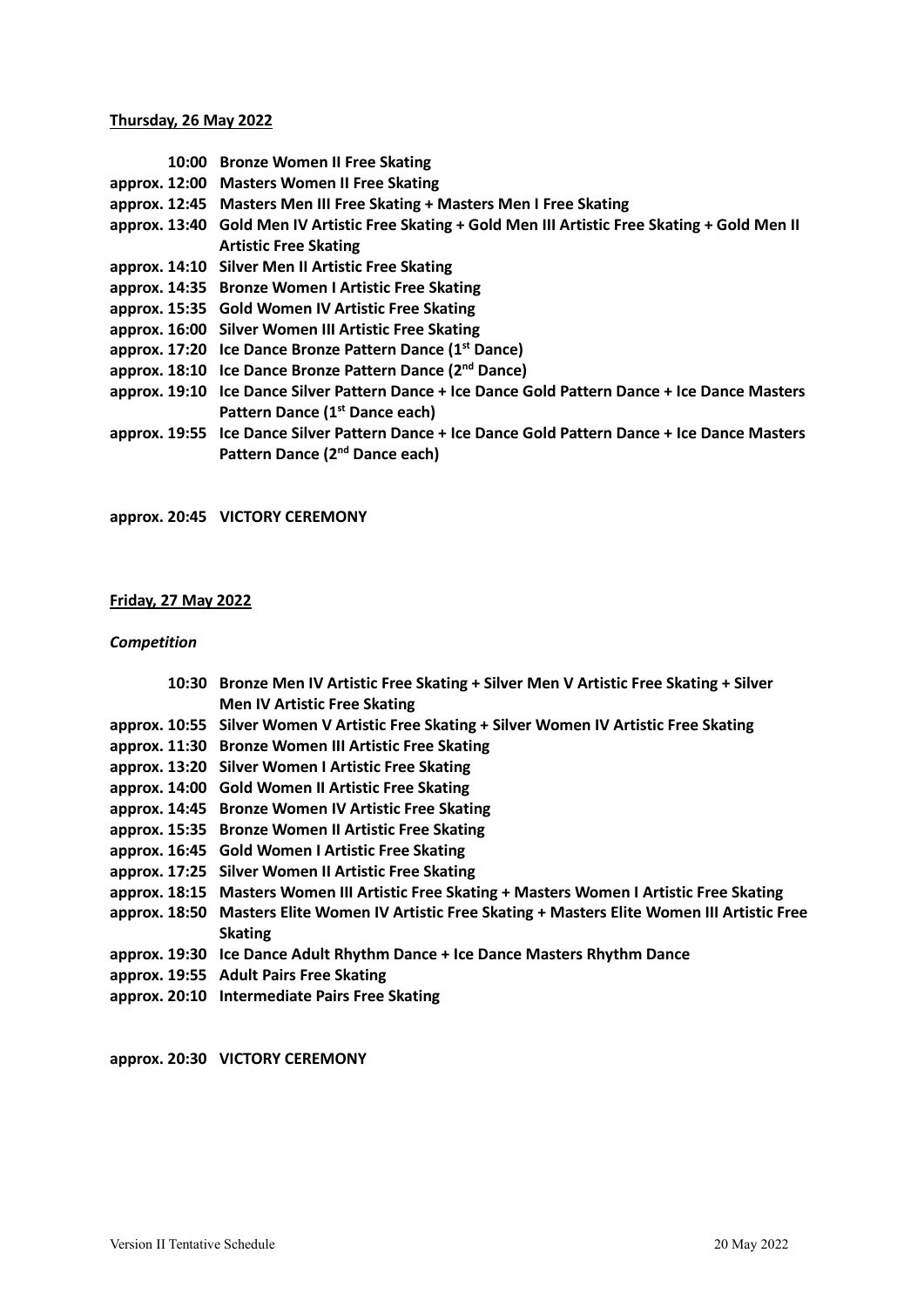**Thursday, 26 May 2022**

**10:00 Bronze Women II Free Skating**
**approx. 12:00 Masters Women II Free Skating**
**approx. 12:45 Masters Men III Free Skating + Masters Men I Free Skating**
**approx. 13:40 Gold Men IV Artistic Free Skating + Gold Men III Artistic Free Skating + Gold Men II Artistic Free Skating**
**approx. 14:10 Silver Men II Artistic Free Skating**
**approx. 14:35 Bronze Women I Artistic Free Skating**
**approx. 15:35 Gold Women IV Artistic Free Skating**
**approx. 16:00 Silver Women III Artistic Free Skating**
**approx. 17:20 Ice Dance Bronze Pattern Dance (1st Dance)**
**approx. 18:10 Ice Dance Bronze Pattern Dance (2nd Dance)**
**approx. 19:10 Ice Dance Silver Pattern Dance + Ice Dance Gold Pattern Dance + Ice Dance Masters Pattern Dance (1st Dance each)**
**approx. 19:55 Ice Dance Silver Pattern Dance + Ice Dance Gold Pattern Dance + Ice Dance Masters Pattern Dance (2nd Dance each)**

**approx. 20:45 VICTORY CEREMONY**

**Friday, 27 May 2022**

***Competition***

**10:30 Bronze Men IV Artistic Free Skating + Silver Men V Artistic Free Skating + Silver Men IV Artistic Free Skating**
**approx. 10:55 Silver Women V Artistic Free Skating + Silver Women IV Artistic Free Skating**
**approx. 11:30 Bronze Women III Artistic Free Skating**
**approx. 13:20 Silver Women I Artistic Free Skating**
**approx. 14:00 Gold Women II Artistic Free Skating**
**approx. 14:45 Bronze Women IV Artistic Free Skating**
**approx. 15:35 Bronze Women II Artistic Free Skating**
**approx. 16:45 Gold Women I Artistic Free Skating**
**approx. 17:25 Silver Women II Artistic Free Skating**
**approx. 18:15 Masters Women III Artistic Free Skating + Masters Women I Artistic Free Skating**
**approx. 18:50 Masters Elite Women IV Artistic Free Skating + Masters Elite Women III Artistic Free Skating**
**approx. 19:30 Ice Dance Adult Rhythm Dance + Ice Dance Masters Rhythm Dance**
**approx. 19:55 Adult Pairs Free Skating**
**approx. 20:10 Intermediate Pairs Free Skating**

**approx. 20:30 VICTORY CEREMONY**

Version II Tentative Schedule 20 May 2022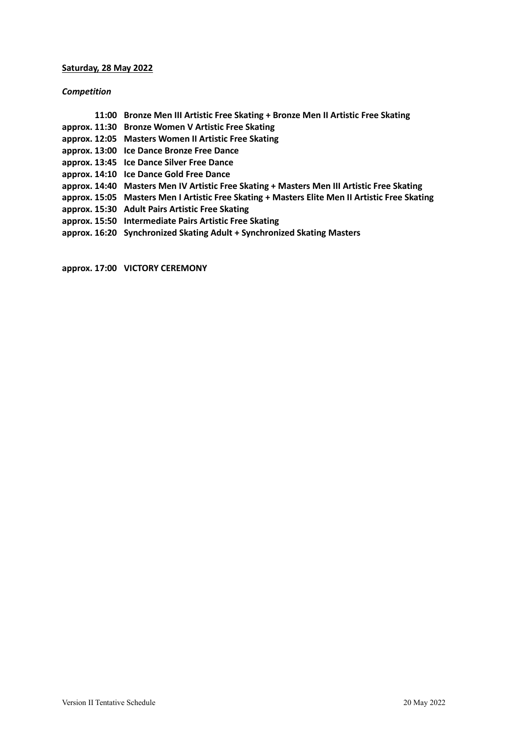**Saturday, 28 May 2022**

***Competition***

**11:00 Bronze Men III Artistic Free Skating + Bronze Men II Artistic Free Skating**
**approx. 11:30 Bronze Women V Artistic Free Skating**
**approx. 12:05 Masters Women II Artistic Free Skating**
**approx. 13:00 Ice Dance Bronze Free Dance**
**approx. 13:45 Ice Dance Silver Free Dance**
**approx. 14:10 Ice Dance Gold Free Dance**
**approx. 14:40 Masters Men IV Artistic Free Skating + Masters Men III Artistic Free Skating**
**approx. 15:05 Masters Men I Artistic Free Skating + Masters Elite Men II Artistic Free Skating**
**approx. 15:30 Adult Pairs Artistic Free Skating**
**approx. 15:50 Intermediate Pairs Artistic Free Skating**
**approx. 16:20 Synchronized Skating Adult + Synchronized Skating Masters**

**approx. 17:00 VICTORY CEREMONY**

Version II Tentative Schedule 20 May 2022